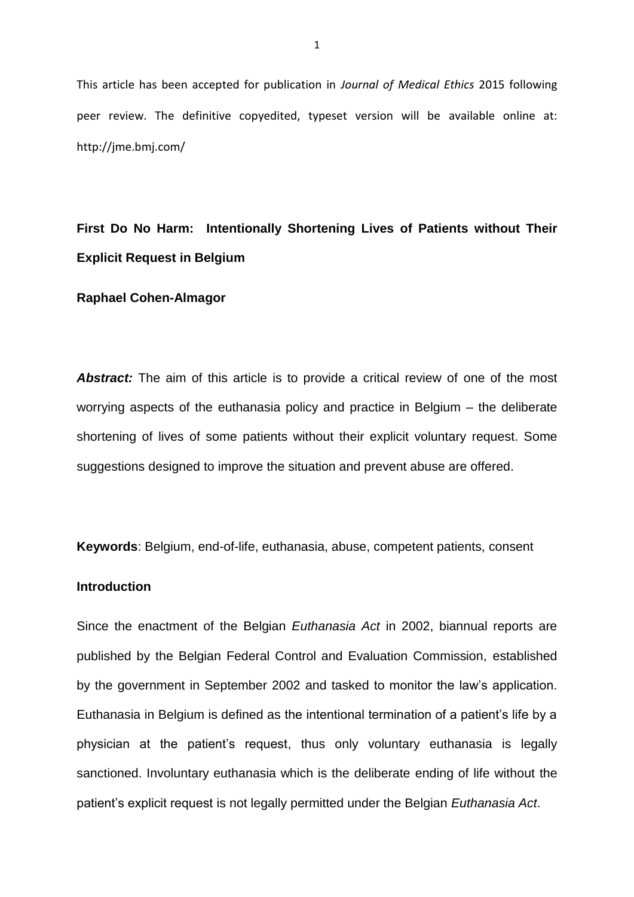This article has been accepted for publication in *Journal of Medical Ethics* 2015 following peer review. The definitive copyedited, typeset version will be available online at: http://jme.bmj.com/

# First Do No Harm: Intentionally Shortening Lives of Patients without Their Explicit Request in Belgium

**Raphael Cohen-Almagor**

***Abstract:*** The aim of this article is to provide a critical review of one of the most worrying aspects of the euthanasia policy and practice in Belgium – the deliberate shortening of lives of some patients without their explicit voluntary request. Some suggestions designed to improve the situation and prevent abuse are offered.

**Keywords**: Belgium, end-of-life, euthanasia, abuse, competent patients, consent

## Introduction

Since the enactment of the Belgian *Euthanasia Act* in 2002, biannual reports are published by the Belgian Federal Control and Evaluation Commission, established by the government in September 2002 and tasked to monitor the law's application. Euthanasia in Belgium is defined as the intentional termination of a patient's life by a physician at the patient's request, thus only voluntary euthanasia is legally sanctioned. Involuntary euthanasia which is the deliberate ending of life without the patient's explicit request is not legally permitted under the Belgian *Euthanasia Act*.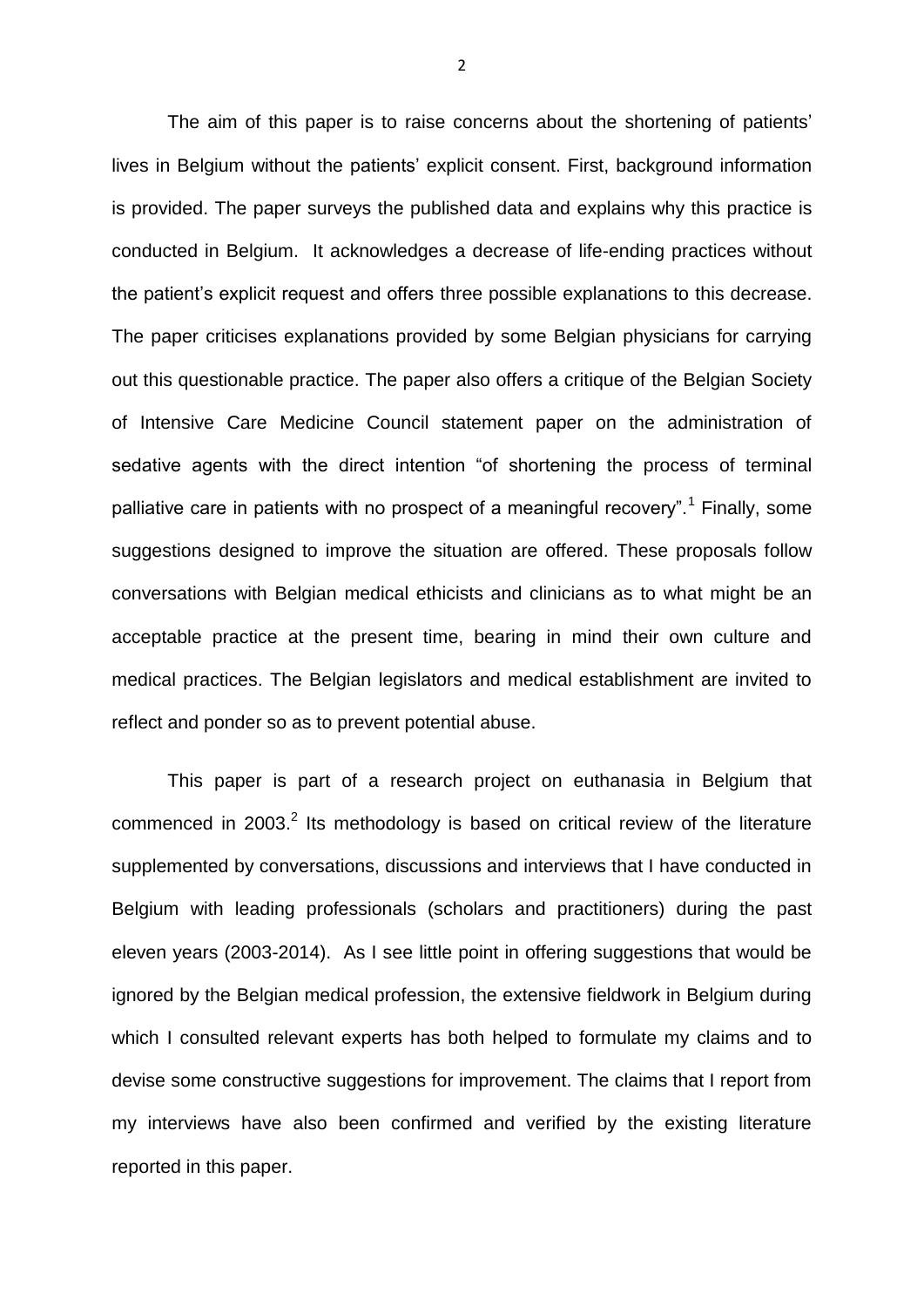The aim of this paper is to raise concerns about the shortening of patients' lives in Belgium without the patients' explicit consent. First, background information is provided. The paper surveys the published data and explains why this practice is conducted in Belgium. It acknowledges a decrease of life-ending practices without the patient's explicit request and offers three possible explanations to this decrease. The paper criticises explanations provided by some Belgian physicians for carrying out this questionable practice. The paper also offers a critique of the Belgian Society of Intensive Care Medicine Council statement paper on the administration of sedative agents with the direct intention "of shortening the process of terminal palliative care in patients with no prospect of a meaningful recovery".[1] Finally, some suggestions designed to improve the situation are offered. These proposals follow conversations with Belgian medical ethicists and clinicians as to what might be an acceptable practice at the present time, bearing in mind their own culture and medical practices. The Belgian legislators and medical establishment are invited to reflect and ponder so as to prevent potential abuse.

This paper is part of a research project on euthanasia in Belgium that commenced in 2003.[2] Its methodology is based on critical review of the literature supplemented by conversations, discussions and interviews that I have conducted in Belgium with leading professionals (scholars and practitioners) during the past eleven years (2003-2014). As I see little point in offering suggestions that would be ignored by the Belgian medical profession, the extensive fieldwork in Belgium during which I consulted relevant experts has both helped to formulate my claims and to devise some constructive suggestions for improvement. The claims that I report from my interviews have also been confirmed and verified by the existing literature reported in this paper.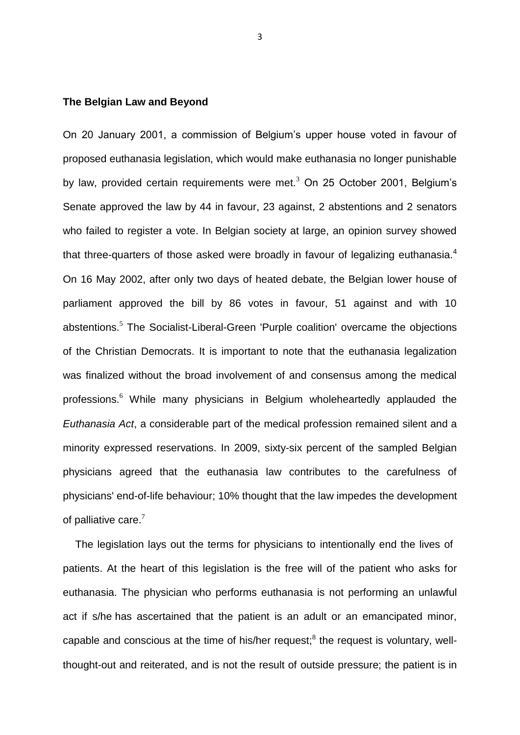## The Belgian Law and Beyond

On 20 January 2001, a commission of Belgium's upper house voted in favour of proposed euthanasia legislation, which would make euthanasia no longer punishable by law, provided certain requirements were met.[3] On 25 October 2001, Belgium's Senate approved the law by 44 in favour, 23 against, 2 abstentions and 2 senators who failed to register a vote. In Belgian society at large, an opinion survey showed that three-quarters of those asked were broadly in favour of legalizing euthanasia.[4] On 16 May 2002, after only two days of heated debate, the Belgian lower house of parliament approved the bill by 86 votes in favour, 51 against and with 10 abstentions.[5] The Socialist-Liberal-Green 'Purple coalition' overcame the objections of the Christian Democrats. It is important to note that the euthanasia legalization was finalized without the broad involvement of and consensus among the medical professions.[6] While many physicians in Belgium wholeheartedly applauded the *Euthanasia Act*, a considerable part of the medical profession remained silent and a minority expressed reservations. In 2009, sixty-six percent of the sampled Belgian physicians agreed that the euthanasia law contributes to the carefulness of physicians' end-of-life behaviour; 10% thought that the law impedes the development of palliative care.[7]

The legislation lays out the terms for physicians to intentionally end the lives of patients. At the heart of this legislation is the free will of the patient who asks for euthanasia. The physician who performs euthanasia is not performing an unlawful act if s/he has ascertained that the patient is an adult or an emancipated minor, capable and conscious at the time of his/her request;[8] the request is voluntary, well-thought-out and reiterated, and is not the result of outside pressure; the patient is in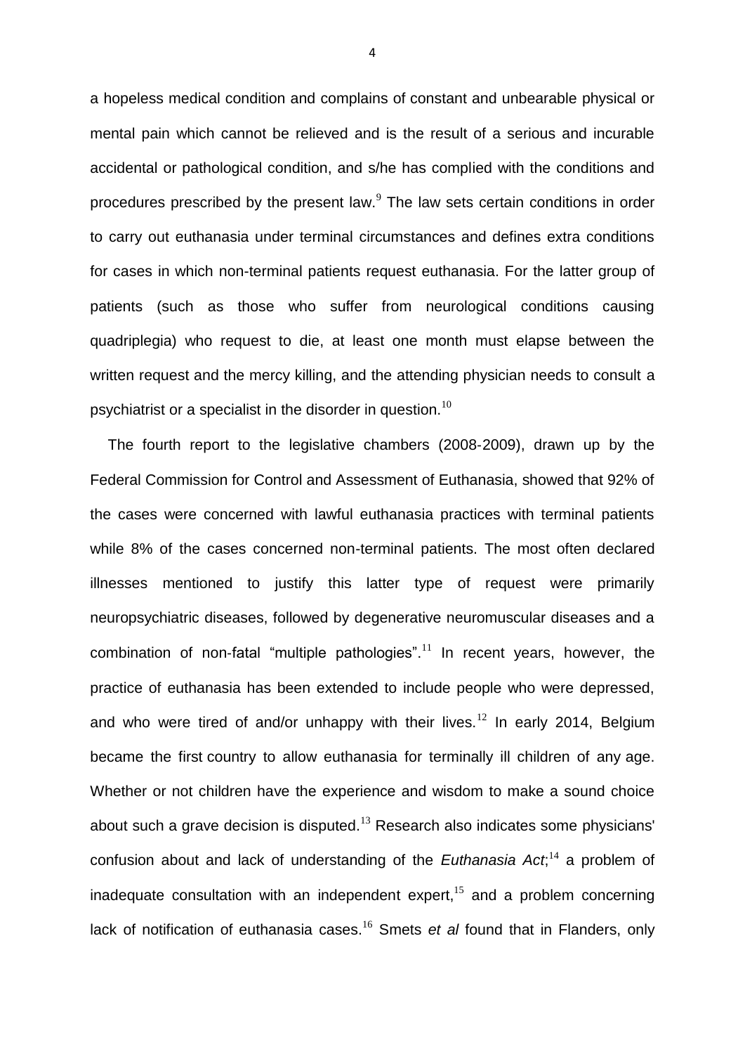a hopeless medical condition and complains of constant and unbearable physical or mental pain which cannot be relieved and is the result of a serious and incurable accidental or pathological condition, and s/he has complied with the conditions and procedures prescribed by the present law.[9] The law sets certain conditions in order to carry out euthanasia under terminal circumstances and defines extra conditions for cases in which non-terminal patients request euthanasia. For the latter group of patients (such as those who suffer from neurological conditions causing quadriplegia) who request to die, at least one month must elapse between the written request and the mercy killing, and the attending physician needs to consult a psychiatrist or a specialist in the disorder in question.[10]

The fourth report to the legislative chambers (2008-2009), drawn up by the Federal Commission for Control and Assessment of Euthanasia, showed that 92% of the cases were concerned with lawful euthanasia practices with terminal patients while 8% of the cases concerned non-terminal patients. The most often declared illnesses mentioned to justify this latter type of request were primarily neuropsychiatric diseases, followed by degenerative neuromuscular diseases and a combination of non-fatal "multiple pathologies".[11] In recent years, however, the practice of euthanasia has been extended to include people who were depressed, and who were tired of and/or unhappy with their lives.[12] In early 2014, Belgium became the first country to allow euthanasia for terminally ill children of any age. Whether or not children have the experience and wisdom to make a sound choice about such a grave decision is disputed.[13] Research also indicates some physicians' confusion about and lack of understanding of the *Euthanasia Act*;[14] a problem of inadequate consultation with an independent expert,[15] and a problem concerning lack of notification of euthanasia cases.[16] Smets *et al* found that in Flanders, only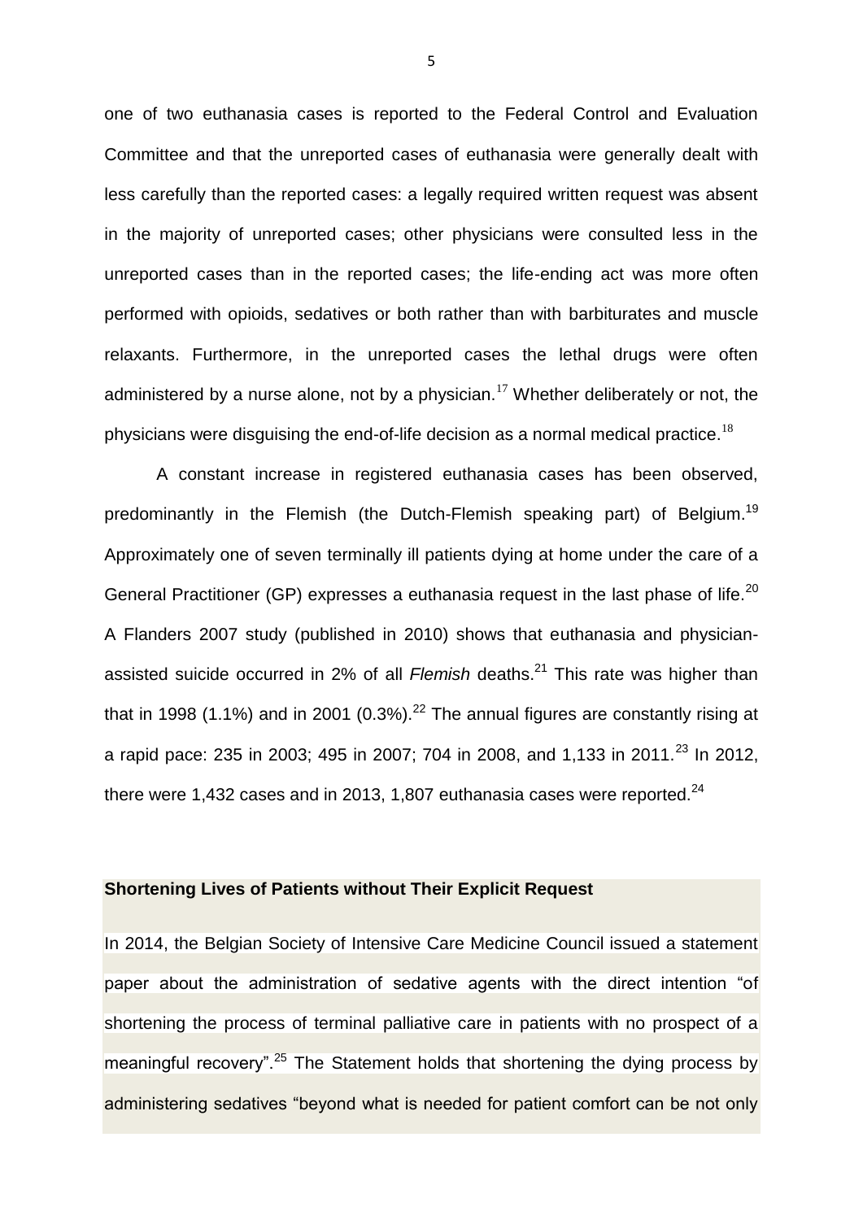one of two euthanasia cases is reported to the Federal Control and Evaluation Committee and that the unreported cases of euthanasia were generally dealt with less carefully than the reported cases: a legally required written request was absent in the majority of unreported cases; other physicians were consulted less in the unreported cases than in the reported cases; the life-ending act was more often performed with opioids, sedatives or both rather than with barbiturates and muscle relaxants. Furthermore, in the unreported cases the lethal drugs were often administered by a nurse alone, not by a physician.[17] Whether deliberately or not, the physicians were disguising the end-of-life decision as a normal medical practice.[18]

A constant increase in registered euthanasia cases has been observed, predominantly in the Flemish (the Dutch-Flemish speaking part) of Belgium.[19] Approximately one of seven terminally ill patients dying at home under the care of a General Practitioner (GP) expresses a euthanasia request in the last phase of life.[20] A Flanders 2007 study (published in 2010) shows that euthanasia and physician-assisted suicide occurred in 2% of all *Flemish* deaths.[21] This rate was higher than that in 1998 (1.1%) and in 2001 (0.3%).[22] The annual figures are constantly rising at a rapid pace: 235 in 2003; 495 in 2007; 704 in 2008, and 1,133 in 2011.[23] In 2012, there were 1,432 cases and in 2013, 1,807 euthanasia cases were reported.[24]

**Shortening Lives of Patients without Their Explicit Request**

In 2014, the Belgian Society of Intensive Care Medicine Council issued a statement paper about the administration of sedative agents with the direct intention "of shortening the process of terminal palliative care in patients with no prospect of a meaningful recovery".[25] The Statement holds that shortening the dying process by administering sedatives "beyond what is needed for patient comfort can be not only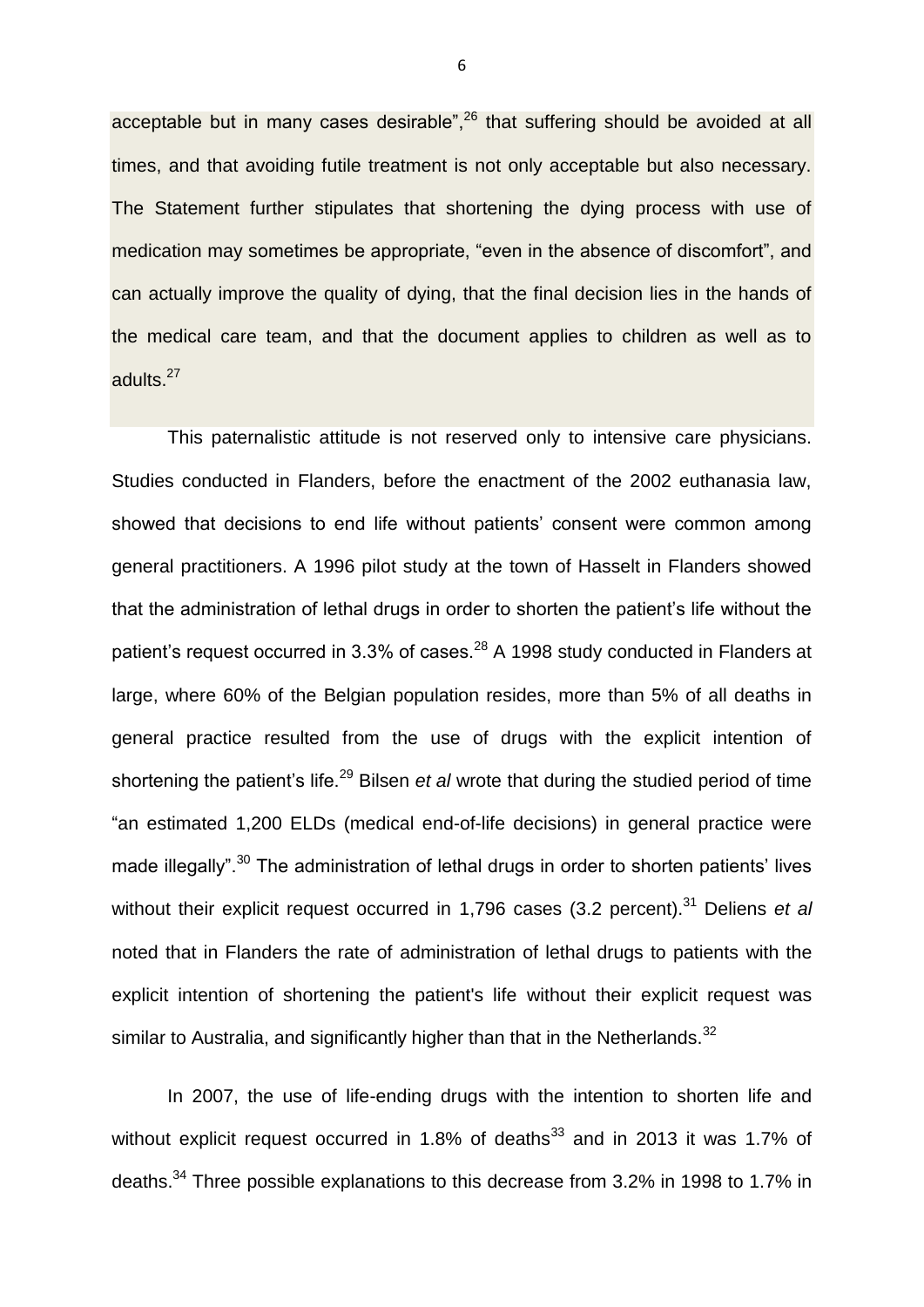acceptable but in many cases desirable",[26] that suffering should be avoided at all times, and that avoiding futile treatment is not only acceptable but also necessary. The Statement further stipulates that shortening the dying process with use of medication may sometimes be appropriate, "even in the absence of discomfort", and can actually improve the quality of dying, that the final decision lies in the hands of the medical care team, and that the document applies to children as well as to adults.[27]

This paternalistic attitude is not reserved only to intensive care physicians. Studies conducted in Flanders, before the enactment of the 2002 euthanasia law, showed that decisions to end life without patients' consent were common among general practitioners. A 1996 pilot study at the town of Hasselt in Flanders showed that the administration of lethal drugs in order to shorten the patient's life without the patient's request occurred in 3.3% of cases.[28] A 1998 study conducted in Flanders at large, where 60% of the Belgian population resides, more than 5% of all deaths in general practice resulted from the use of drugs with the explicit intention of shortening the patient's life.[29] Bilsen *et al* wrote that during the studied period of time "an estimated 1,200 ELDs (medical end-of-life decisions) in general practice were made illegally".[30] The administration of lethal drugs in order to shorten patients' lives without their explicit request occurred in 1,796 cases (3.2 percent).[31] Deliens *et al* noted that in Flanders the rate of administration of lethal drugs to patients with the explicit intention of shortening the patient's life without their explicit request was similar to Australia, and significantly higher than that in the Netherlands.[32]

In 2007, the use of life-ending drugs with the intention to shorten life and without explicit request occurred in 1.8% of deaths[33] and in 2013 it was 1.7% of deaths.[34] Three possible explanations to this decrease from 3.2% in 1998 to 1.7% in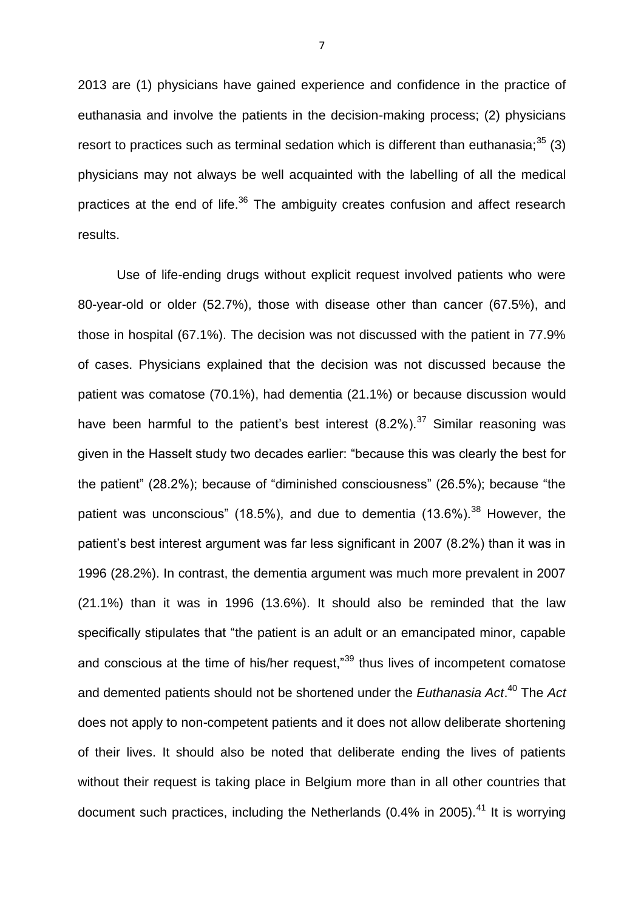2013 are (1) physicians have gained experience and confidence in the practice of euthanasia and involve the patients in the decision-making process; (2) physicians resort to practices such as terminal sedation which is different than euthanasia;[35] (3) physicians may not always be well acquainted with the labelling of all the medical practices at the end of life.[36] The ambiguity creates confusion and affect research results.

Use of life-ending drugs without explicit request involved patients who were 80-year-old or older (52.7%), those with disease other than cancer (67.5%), and those in hospital (67.1%). The decision was not discussed with the patient in 77.9% of cases. Physicians explained that the decision was not discussed because the patient was comatose (70.1%), had dementia (21.1%) or because discussion would have been harmful to the patient's best interest (8.2%).[37] Similar reasoning was given in the Hasselt study two decades earlier: "because this was clearly the best for the patient" (28.2%); because of "diminished consciousness" (26.5%); because "the patient was unconscious" (18.5%), and due to dementia (13.6%).[38] However, the patient's best interest argument was far less significant in 2007 (8.2%) than it was in 1996 (28.2%). In contrast, the dementia argument was much more prevalent in 2007 (21.1%) than it was in 1996 (13.6%). It should also be reminded that the law specifically stipulates that "the patient is an adult or an emancipated minor, capable and conscious at the time of his/her request,"[39] thus lives of incompetent comatose and demented patients should not be shortened under the *Euthanasia Act*.[40] The *Act* does not apply to non-competent patients and it does not allow deliberate shortening of their lives. It should also be noted that deliberate ending the lives of patients without their request is taking place in Belgium more than in all other countries that document such practices, including the Netherlands (0.4% in 2005).[41] It is worrying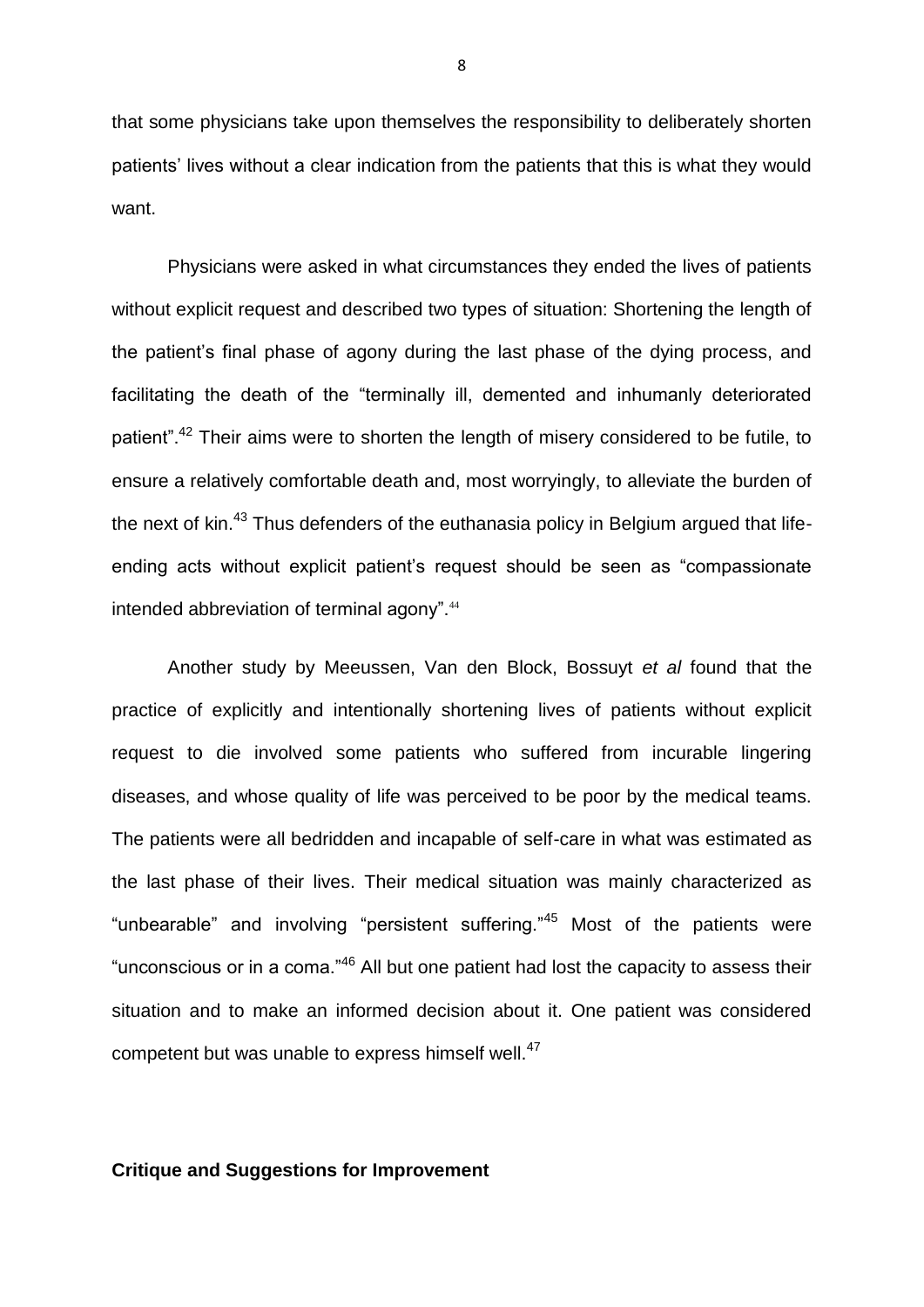that some physicians take upon themselves the responsibility to deliberately shorten patients' lives without a clear indication from the patients that this is what they would want.

Physicians were asked in what circumstances they ended the lives of patients without explicit request and described two types of situation: Shortening the length of the patient's final phase of agony during the last phase of the dying process, and facilitating the death of the "terminally ill, demented and inhumanly deteriorated patient".[42] Their aims were to shorten the length of misery considered to be futile, to ensure a relatively comfortable death and, most worryingly, to alleviate the burden of the next of kin.[43] Thus defenders of the euthanasia policy in Belgium argued that life-ending acts without explicit patient's request should be seen as "compassionate intended abbreviation of terminal agony".[44]

Another study by Meeussen, Van den Block, Bossuyt *et al* found that the practice of explicitly and intentionally shortening lives of patients without explicit request to die involved some patients who suffered from incurable lingering diseases, and whose quality of life was perceived to be poor by the medical teams. The patients were all bedridden and incapable of self-care in what was estimated as the last phase of their lives. Their medical situation was mainly characterized as "unbearable" and involving "persistent suffering."[45] Most of the patients were "unconscious or in a coma."[46] All but one patient had lost the capacity to assess their situation and to make an informed decision about it. One patient was considered competent but was unable to express himself well.[47]

## Critique and Suggestions for Improvement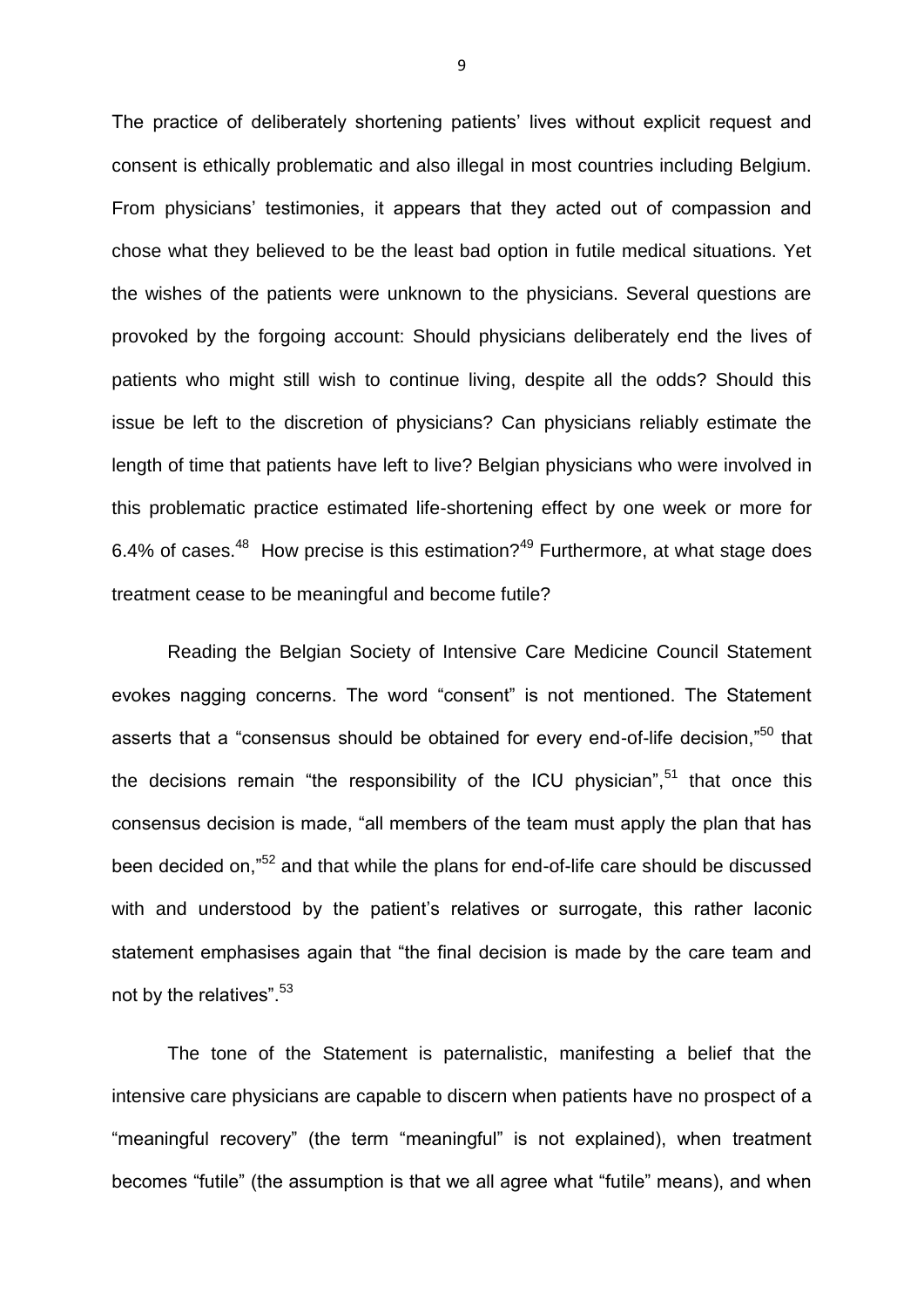The practice of deliberately shortening patients' lives without explicit request and consent is ethically problematic and also illegal in most countries including Belgium. From physicians' testimonies, it appears that they acted out of compassion and chose what they believed to be the least bad option in futile medical situations. Yet the wishes of the patients were unknown to the physicians. Several questions are provoked by the forgoing account: Should physicians deliberately end the lives of patients who might still wish to continue living, despite all the odds? Should this issue be left to the discretion of physicians? Can physicians reliably estimate the length of time that patients have left to live? Belgian physicians who were involved in this problematic practice estimated life-shortening effect by one week or more for 6.4% of cases.[48] How precise is this estimation?[49] Furthermore, at what stage does treatment cease to be meaningful and become futile?

Reading the Belgian Society of Intensive Care Medicine Council Statement evokes nagging concerns. The word "consent" is not mentioned. The Statement asserts that a "consensus should be obtained for every end-of-life decision,"[50] that the decisions remain "the responsibility of the ICU physician",[51] that once this consensus decision is made, "all members of the team must apply the plan that has been decided on,"[52] and that while the plans for end-of-life care should be discussed with and understood by the patient's relatives or surrogate, this rather laconic statement emphasises again that "the final decision is made by the care team and not by the relatives".[53]

The tone of the Statement is paternalistic, manifesting a belief that the intensive care physicians are capable to discern when patients have no prospect of a "meaningful recovery" (the term "meaningful" is not explained), when treatment becomes "futile" (the assumption is that we all agree what "futile" means), and when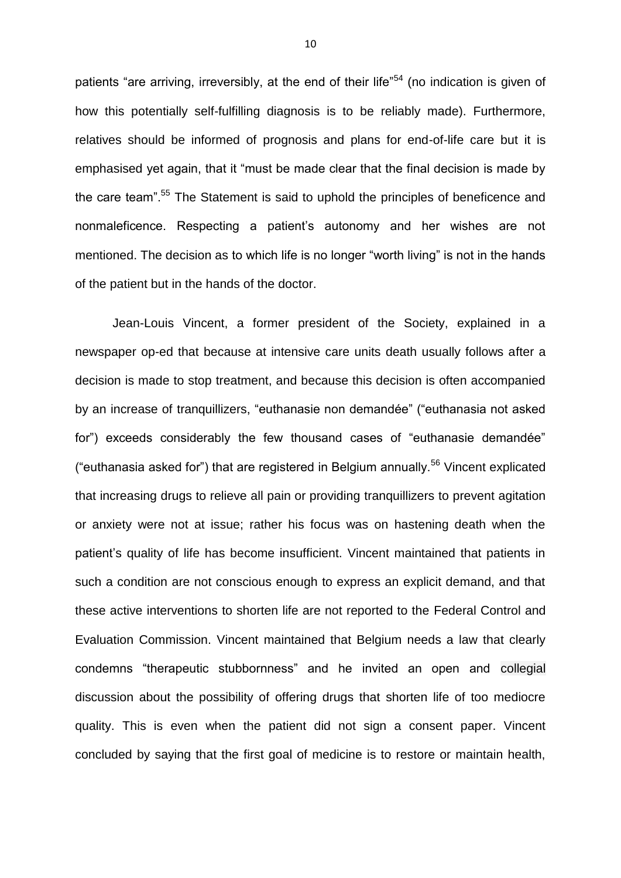patients "are arriving, irreversibly, at the end of their life"[54] (no indication is given of how this potentially self-fulfilling diagnosis is to be reliably made). Furthermore, relatives should be informed of prognosis and plans for end-of-life care but it is emphasised yet again, that it "must be made clear that the final decision is made by the care team".[55] The Statement is said to uphold the principles of beneficence and nonmaleficence. Respecting a patient's autonomy and her wishes are not mentioned. The decision as to which life is no longer "worth living" is not in the hands of the patient but in the hands of the doctor.

Jean-Louis Vincent, a former president of the Society, explained in a newspaper op-ed that because at intensive care units death usually follows after a decision is made to stop treatment, and because this decision is often accompanied by an increase of tranquillizers, "euthanasie non demandée" ("euthanasia not asked for") exceeds considerably the few thousand cases of "euthanasie demandée" ("euthanasia asked for") that are registered in Belgium annually.[56] Vincent explicated that increasing drugs to relieve all pain or providing tranquillizers to prevent agitation or anxiety were not at issue; rather his focus was on hastening death when the patient's quality of life has become insufficient. Vincent maintained that patients in such a condition are not conscious enough to express an explicit demand, and that these active interventions to shorten life are not reported to the Federal Control and Evaluation Commission. Vincent maintained that Belgium needs a law that clearly condemns "therapeutic stubbornness" and he invited an open and collegial discussion about the possibility of offering drugs that shorten life of too mediocre quality. This is even when the patient did not sign a consent paper. Vincent concluded by saying that the first goal of medicine is to restore or maintain health,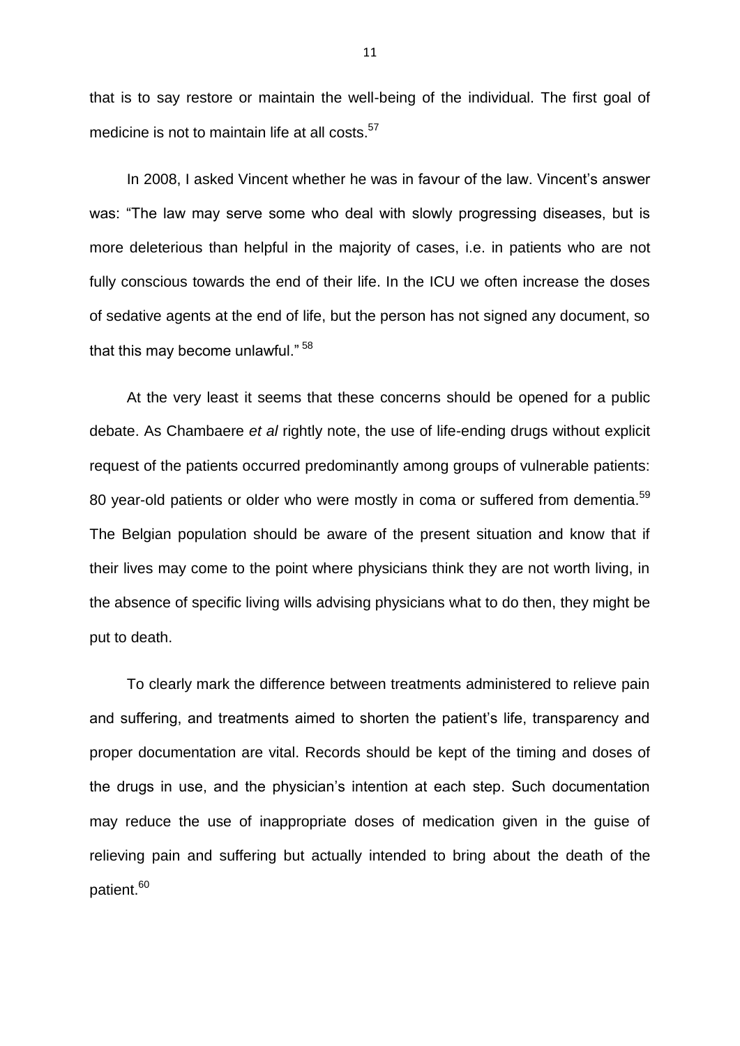that is to say restore or maintain the well-being of the individual. The first goal of medicine is not to maintain life at all costs.[57]

In 2008, I asked Vincent whether he was in favour of the law. Vincent's answer was: "The law may serve some who deal with slowly progressing diseases, but is more deleterious than helpful in the majority of cases, i.e. in patients who are not fully conscious towards the end of their life. In the ICU we often increase the doses of sedative agents at the end of life, but the person has not signed any document, so that this may become unlawful." [58]

At the very least it seems that these concerns should be opened for a public debate. As Chambaere *et al* rightly note, the use of life-ending drugs without explicit request of the patients occurred predominantly among groups of vulnerable patients: 80 year-old patients or older who were mostly in coma or suffered from dementia.[59] The Belgian population should be aware of the present situation and know that if their lives may come to the point where physicians think they are not worth living, in the absence of specific living wills advising physicians what to do then, they might be put to death.

To clearly mark the difference between treatments administered to relieve pain and suffering, and treatments aimed to shorten the patient's life, transparency and proper documentation are vital. Records should be kept of the timing and doses of the drugs in use, and the physician's intention at each step. Such documentation may reduce the use of inappropriate doses of medication given in the guise of relieving pain and suffering but actually intended to bring about the death of the patient.[60]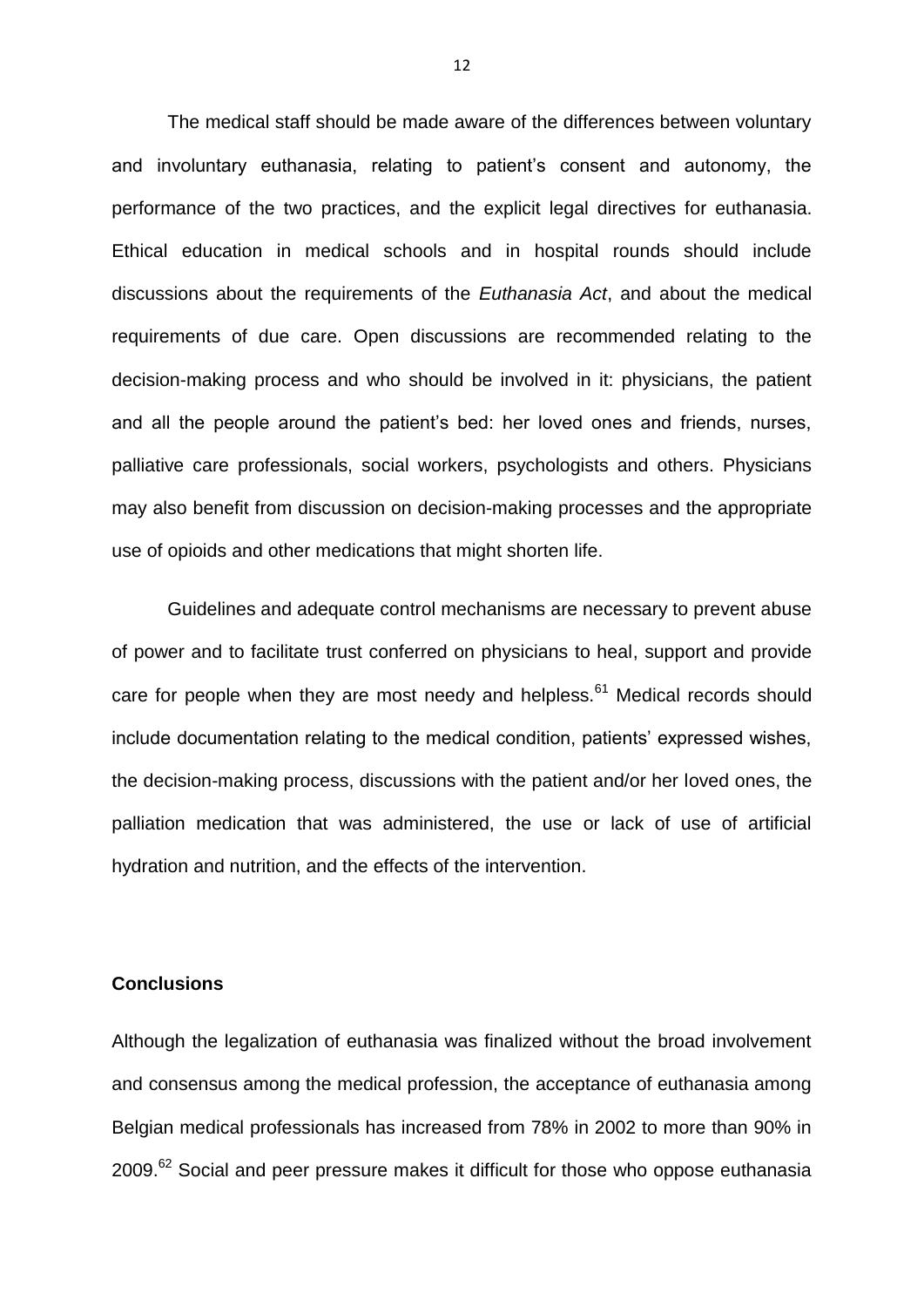The medical staff should be made aware of the differences between voluntary and involuntary euthanasia, relating to patient's consent and autonomy, the performance of the two practices, and the explicit legal directives for euthanasia. Ethical education in medical schools and in hospital rounds should include discussions about the requirements of the *Euthanasia Act*, and about the medical requirements of due care. Open discussions are recommended relating to the decision-making process and who should be involved in it: physicians, the patient and all the people around the patient's bed: her loved ones and friends, nurses, palliative care professionals, social workers, psychologists and others. Physicians may also benefit from discussion on decision-making processes and the appropriate use of opioids and other medications that might shorten life.

Guidelines and adequate control mechanisms are necessary to prevent abuse of power and to facilitate trust conferred on physicians to heal, support and provide care for people when they are most needy and helpless.[61] Medical records should include documentation relating to the medical condition, patients' expressed wishes, the decision-making process, discussions with the patient and/or her loved ones, the palliation medication that was administered, the use or lack of use of artificial hydration and nutrition, and the effects of the intervention.

## Conclusions

Although the legalization of euthanasia was finalized without the broad involvement and consensus among the medical profession, the acceptance of euthanasia among Belgian medical professionals has increased from 78% in 2002 to more than 90% in 2009.[62] Social and peer pressure makes it difficult for those who oppose euthanasia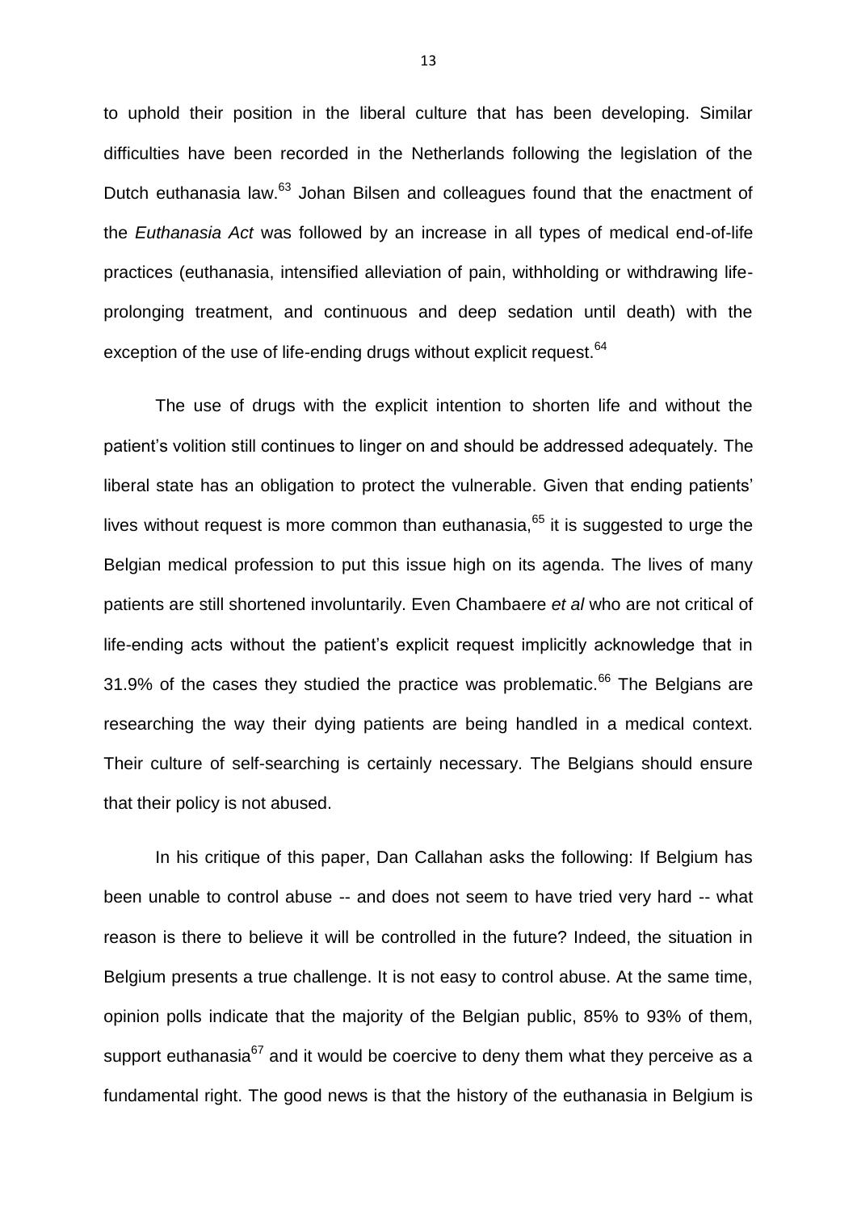to uphold their position in the liberal culture that has been developing. Similar difficulties have been recorded in the Netherlands following the legislation of the Dutch euthanasia law.[63] Johan Bilsen and colleagues found that the enactment of the *Euthanasia Act* was followed by an increase in all types of medical end-of-life practices (euthanasia, intensified alleviation of pain, withholding or withdrawing life-prolonging treatment, and continuous and deep sedation until death) with the exception of the use of life-ending drugs without explicit request.[64]

The use of drugs with the explicit intention to shorten life and without the patient's volition still continues to linger on and should be addressed adequately. The liberal state has an obligation to protect the vulnerable. Given that ending patients' lives without request is more common than euthanasia,[65] it is suggested to urge the Belgian medical profession to put this issue high on its agenda. The lives of many patients are still shortened involuntarily. Even Chambaere *et al* who are not critical of life-ending acts without the patient's explicit request implicitly acknowledge that in 31.9% of the cases they studied the practice was problematic.[66] The Belgians are researching the way their dying patients are being handled in a medical context. Their culture of self-searching is certainly necessary. The Belgians should ensure that their policy is not abused.

In his critique of this paper, Dan Callahan asks the following: If Belgium has been unable to control abuse -- and does not seem to have tried very hard -- what reason is there to believe it will be controlled in the future? Indeed, the situation in Belgium presents a true challenge. It is not easy to control abuse. At the same time, opinion polls indicate that the majority of the Belgian public, 85% to 93% of them, support euthanasia[67] and it would be coercive to deny them what they perceive as a fundamental right. The good news is that the history of the euthanasia in Belgium is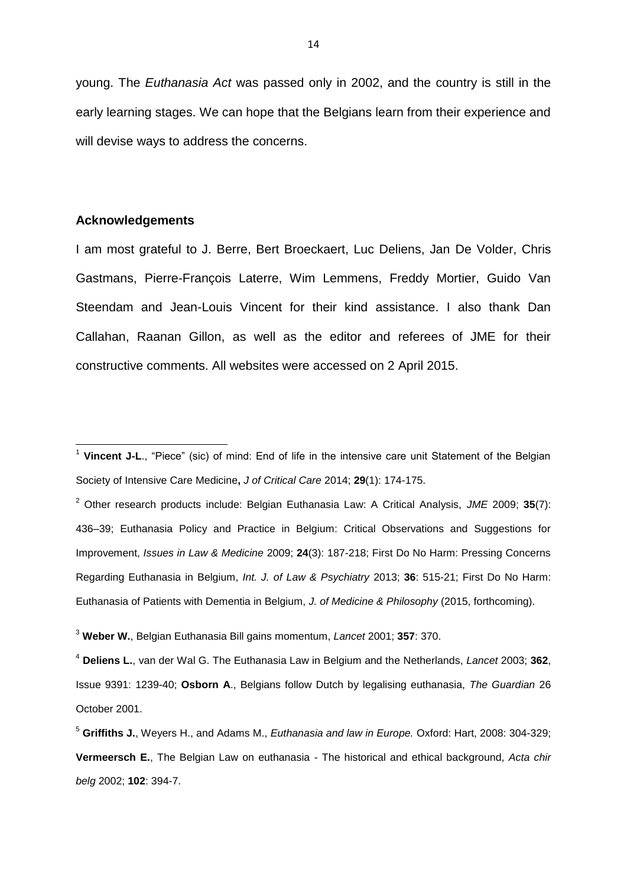young. The *Euthanasia Act* was passed only in 2002, and the country is still in the early learning stages. We can hope that the Belgians learn from their experience and will devise ways to address the concerns.

### Acknowledgements

I am most grateful to J. Berre, Bert Broeckaert, Luc Deliens, Jan De Volder, Chris Gastmans, Pierre-François Laterre, Wim Lemmens, Freddy Mortier, Guido Van Steendam and Jean-Louis Vincent for their kind assistance. I also thank Dan Callahan, Raanan Gillon, as well as the editor and referees of JME for their constructive comments. All websites were accessed on 2 April 2015.

---

[1] **Vincent J-L**., "Piece" (sic) of mind: End of life in the intensive care unit Statement of the Belgian Society of Intensive Care Medicine**,** *J of Critical Care* 2014; **29**(1): 174-175.

[2] Other research products include: Belgian Euthanasia Law: A Critical Analysis, *JME* 2009; **35**(7): 436–39; Euthanasia Policy and Practice in Belgium: Critical Observations and Suggestions for Improvement, *Issues in Law & Medicine* 2009; **24**(3): 187-218; First Do No Harm: Pressing Concerns Regarding Euthanasia in Belgium, *Int. J. of Law & Psychiatry* 2013; **36**: 515-21; First Do No Harm: Euthanasia of Patients with Dementia in Belgium, *J. of Medicine & Philosophy* (2015, forthcoming).

[3] **Weber W.**, Belgian Euthanasia Bill gains momentum, *Lancet* 2001; **357**: 370.

[4] **Deliens L.**, van der Wal G. The Euthanasia Law in Belgium and the Netherlands, *Lancet* 2003; **362**, Issue 9391: 1239-40; **Osborn A**., Belgians follow Dutch by legalising euthanasia, *The Guardian* 26 October 2001.

[5] **Griffiths J.**, Weyers H., and Adams M., *Euthanasia and law in Europe.* Oxford: Hart, 2008: 304-329; **Vermeersch E.**, The Belgian Law on euthanasia - The historical and ethical background, *Acta chir belg* 2002; **102**: 394-7.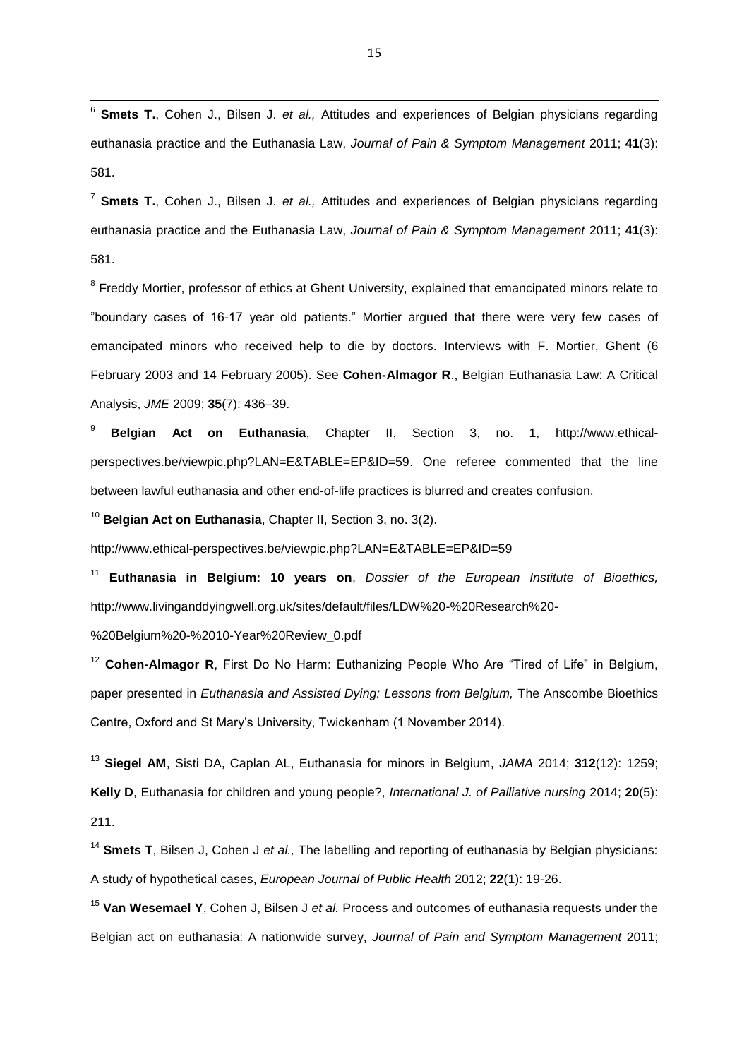[6] **Smets T.**, Cohen J., Bilsen J. *et al.,* Attitudes and experiences of Belgian physicians regarding euthanasia practice and the Euthanasia Law, *Journal of Pain & Symptom Management* 2011; **41**(3): 581.

[7] **Smets T.**, Cohen J., Bilsen J. *et al.,* Attitudes and experiences of Belgian physicians regarding euthanasia practice and the Euthanasia Law, *Journal of Pain & Symptom Management* 2011; **41**(3): 581.

[8] Freddy Mortier, professor of ethics at Ghent University, explained that emancipated minors relate to "boundary cases of 16-17 year old patients." Mortier argued that there were very few cases of emancipated minors who received help to die by doctors. Interviews with F. Mortier, Ghent (6 February 2003 and 14 February 2005). See **Cohen-Almagor R**., Belgian Euthanasia Law: A Critical Analysis, *JME* 2009; **35**(7): 436–39.

[9] **Belgian Act on Euthanasia**, Chapter II, Section 3, no. 1, http://www.ethical-perspectives.be/viewpic.php?LAN=E&TABLE=EP&ID=59. One referee commented that the line between lawful euthanasia and other end-of-life practices is blurred and creates confusion.

[10] **Belgian Act on Euthanasia**, Chapter II, Section 3, no. 3(2).

http://www.ethical-perspectives.be/viewpic.php?LAN=E&TABLE=EP&ID=59

[11] **Euthanasia in Belgium: 10 years on**, *Dossier of the European Institute of Bioethics,* http://www.livinganddyingwell.org.uk/sites/default/files/LDW%20-%20Research%20-%20Belgium%20-%2010-Year%20Review_0.pdf

[12] **Cohen-Almagor R**, First Do No Harm: Euthanizing People Who Are "Tired of Life" in Belgium, paper presented in *Euthanasia and Assisted Dying: Lessons from Belgium,* The Anscombe Bioethics Centre, Oxford and St Mary's University, Twickenham (1 November 2014).

[13] **Siegel AM**, Sisti DA, Caplan AL, Euthanasia for minors in Belgium, *JAMA* 2014; **312**(12): 1259; **Kelly D**, Euthanasia for children and young people?, *International J. of Palliative nursing* 2014; **20**(5): 211.

[14] **Smets T**, Bilsen J, Cohen J *et al.,* The labelling and reporting of euthanasia by Belgian physicians: A study of hypothetical cases, *European Journal of Public Health* 2012; **22**(1): 19-26.

[15] **Van Wesemael Y**, Cohen J, Bilsen J *et al.* Process and outcomes of euthanasia requests under the Belgian act on euthanasia: A nationwide survey, *Journal of Pain and Symptom Management* 2011;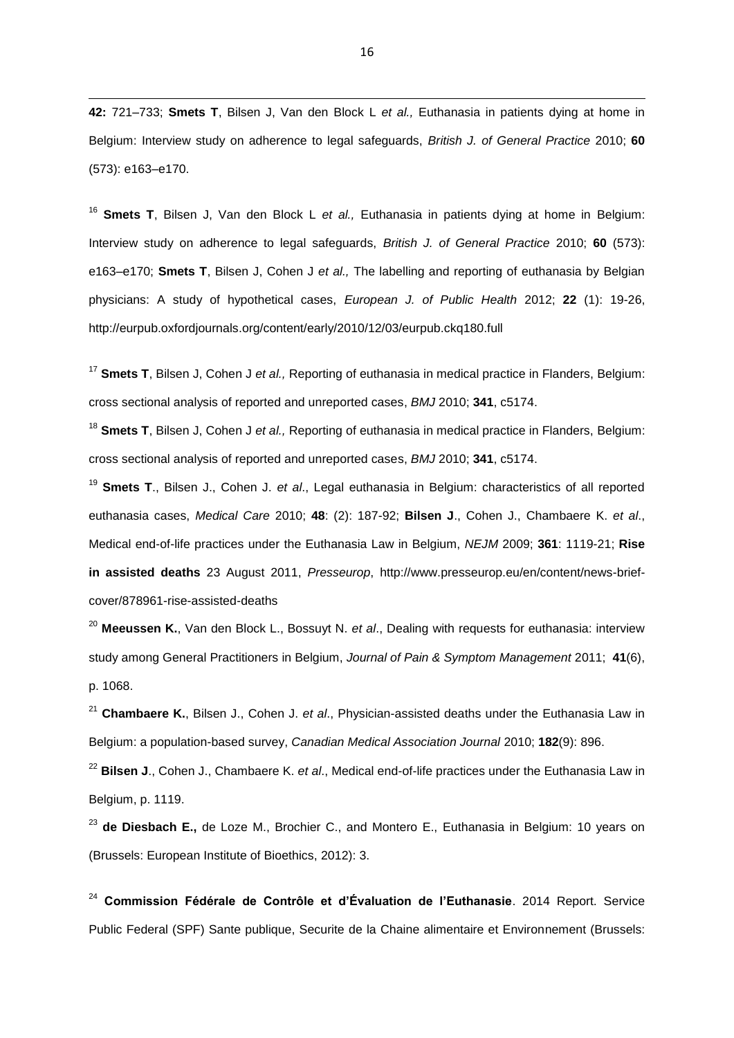**42:** 721–733; **Smets T**, Bilsen J, Van den Block L *et al.,* Euthanasia in patients dying at home in Belgium: Interview study on adherence to legal safeguards, *British J. of General Practice* 2010; **60** (573): e163–e170.

[16] **Smets T**, Bilsen J, Van den Block L *et al.,* Euthanasia in patients dying at home in Belgium: Interview study on adherence to legal safeguards, *British J. of General Practice* 2010; **60** (573): e163–e170; **Smets T**, Bilsen J, Cohen J *et al.,* The labelling and reporting of euthanasia by Belgian physicians: A study of hypothetical cases, *European J. of Public Health* 2012; **22** (1): 19-26, http://eurpub.oxfordjournals.org/content/early/2010/12/03/eurpub.ckq180.full

[17] **Smets T**, Bilsen J, Cohen J *et al.,* Reporting of euthanasia in medical practice in Flanders, Belgium: cross sectional analysis of reported and unreported cases, *BMJ* 2010; **341**, c5174.

[18] **Smets T**, Bilsen J, Cohen J *et al.,* Reporting of euthanasia in medical practice in Flanders, Belgium: cross sectional analysis of reported and unreported cases, *BMJ* 2010; **341**, c5174.

[19] **Smets T**., Bilsen J., Cohen J. *et al*., Legal euthanasia in Belgium: characteristics of all reported euthanasia cases, *Medical Care* 2010; **48**: (2): 187-92; **Bilsen J**., Cohen J., Chambaere K. *et al*., Medical end-of-life practices under the Euthanasia Law in Belgium, *NEJM* 2009; **361**: 1119-21; **Rise in assisted deaths** 23 August 2011, *Presseurop*, http://www.presseurop.eu/en/content/news-brief-cover/878961-rise-assisted-deaths

[20] **Meeussen K.**, Van den Block L., Bossuyt N. *et al*., Dealing with requests for euthanasia: interview study among General Practitioners in Belgium, *Journal of Pain & Symptom Management* 2011; **41**(6), p. 1068.

[21] **Chambaere K.**, Bilsen J., Cohen J. *et al*., Physician-assisted deaths under the Euthanasia Law in Belgium: a population-based survey, *Canadian Medical Association Journal* 2010; **182**(9): 896.

[22] **Bilsen J**., Cohen J., Chambaere K. *et al*., Medical end-of-life practices under the Euthanasia Law in Belgium, p. 1119.

[23] **de Diesbach E.,** de Loze M., Brochier C., and Montero E., Euthanasia in Belgium: 10 years on (Brussels: European Institute of Bioethics, 2012): 3.

[24] **Commission Fédérale de Contrôle et d'Évaluation de l'Euthanasie**. 2014 Report. Service Public Federal (SPF) Sante publique, Securite de la Chaine alimentaire et Environnement (Brussels: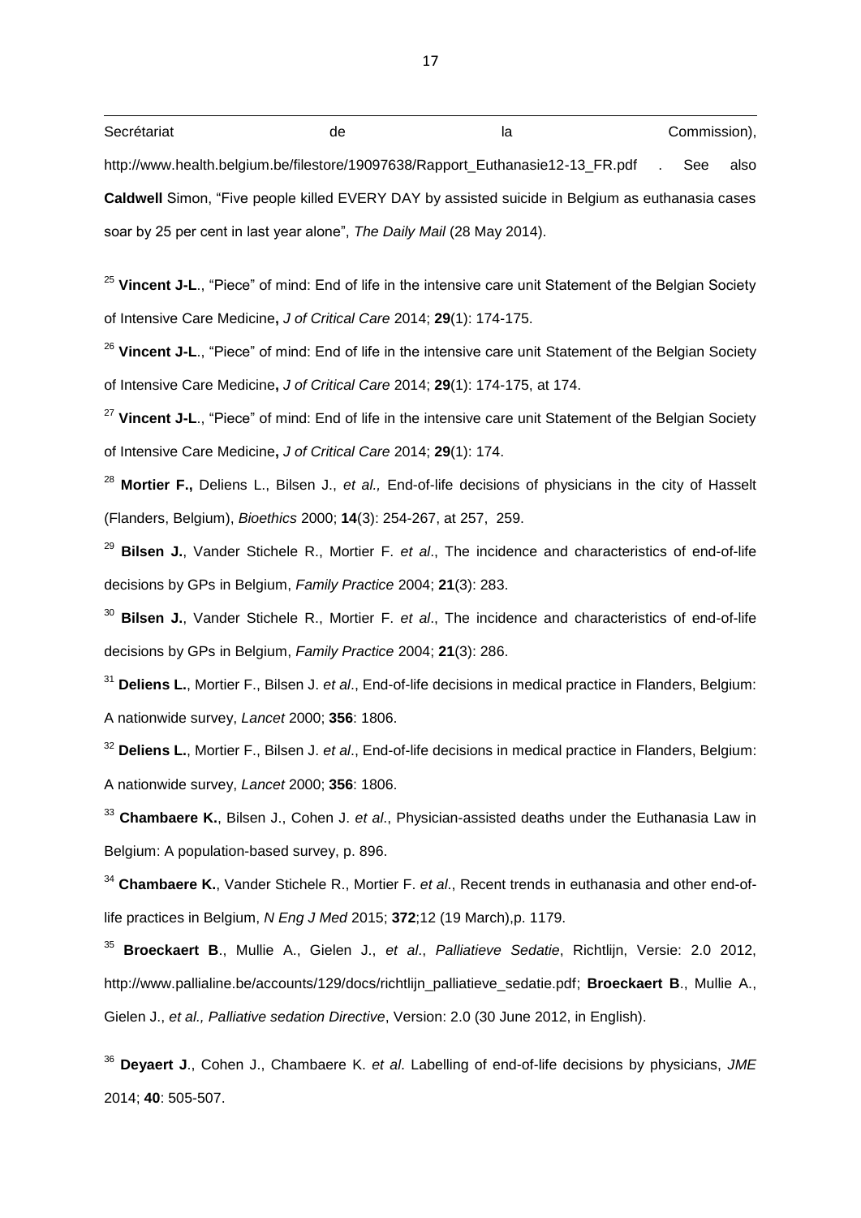Secrétariat de la Commission), http://www.health.belgium.be/filestore/19097638/Rapport_Euthanasie12-13_FR.pdf . See also **Caldwell** Simon, "Five people killed EVERY DAY by assisted suicide in Belgium as euthanasia cases soar by 25 per cent in last year alone", *The Daily Mail* (28 May 2014).

[25] **Vincent J-L**., "Piece" of mind: End of life in the intensive care unit Statement of the Belgian Society of Intensive Care Medicine**,** *J of Critical Care* 2014; **29**(1): 174-175.

[26] **Vincent J-L**., "Piece" of mind: End of life in the intensive care unit Statement of the Belgian Society of Intensive Care Medicine**,** *J of Critical Care* 2014; **29**(1): 174-175, at 174.

[27] **Vincent J-L**., "Piece" of mind: End of life in the intensive care unit Statement of the Belgian Society of Intensive Care Medicine**,** *J of Critical Care* 2014; **29**(1): 174.

[28] **Mortier F.,** Deliens L., Bilsen J., *et al.,* End-of-life decisions of physicians in the city of Hasselt (Flanders, Belgium), *Bioethics* 2000; **14**(3): 254-267, at 257, 259.

[29] **Bilsen J.**, Vander Stichele R., Mortier F. *et al*., The incidence and characteristics of end-of-life decisions by GPs in Belgium, *Family Practice* 2004; **21**(3): 283.

[30] **Bilsen J.**, Vander Stichele R., Mortier F. *et al*., The incidence and characteristics of end-of-life decisions by GPs in Belgium, *Family Practice* 2004; **21**(3): 286.

[31] **Deliens L.**, Mortier F., Bilsen J. *et al*., End-of-life decisions in medical practice in Flanders, Belgium: A nationwide survey, *Lancet* 2000; **356**: 1806.

[32] **Deliens L.**, Mortier F., Bilsen J. *et al*., End-of-life decisions in medical practice in Flanders, Belgium: A nationwide survey, *Lancet* 2000; **356**: 1806.

[33] **Chambaere K.**, Bilsen J., Cohen J. *et al*., Physician-assisted deaths under the Euthanasia Law in Belgium: A population-based survey, p. 896.

[34] **Chambaere K.**, Vander Stichele R., Mortier F. *et al*., Recent trends in euthanasia and other end-of-life practices in Belgium, *N Eng J Med* 2015; **372**;12 (19 March),p. 1179.

[35] **Broeckaert B**., Mullie A., Gielen J., *et al*., *Palliatieve Sedatie*, Richtlijn, Versie: 2.0 2012, http://www.pallialine.be/accounts/129/docs/richtlijn_palliatieve_sedatie.pdf; **Broeckaert B**., Mullie A., Gielen J., *et al., Palliative sedation Directive*, Version: 2.0 (30 June 2012, in English).

[36] **Deyaert J**., Cohen J., Chambaere K. *et al*. Labelling of end-of-life decisions by physicians, *JME* 2014; **40**: 505-507.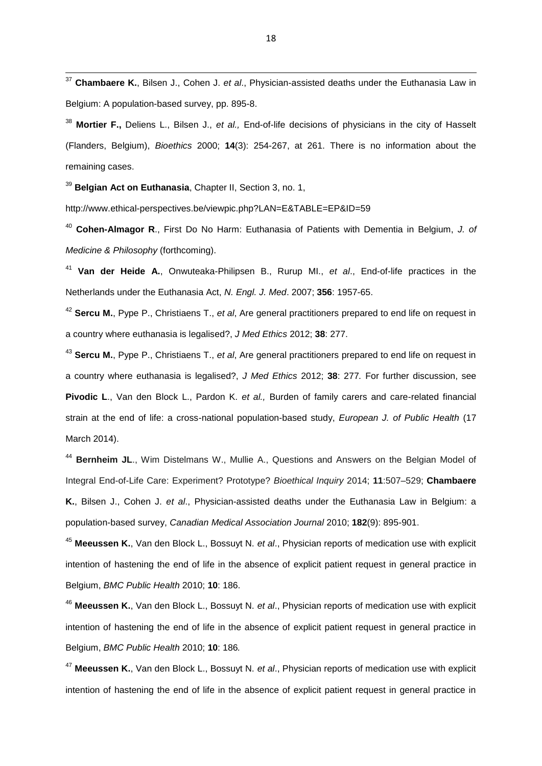[37] **Chambaere K.**, Bilsen J., Cohen J. *et al*., Physician-assisted deaths under the Euthanasia Law in Belgium: A population-based survey, pp. 895-8.

[38] **Mortier F.,** Deliens L., Bilsen J., *et al.,* End-of-life decisions of physicians in the city of Hasselt (Flanders, Belgium), *Bioethics* 2000; **14**(3): 254-267, at 261. There is no information about the remaining cases.

[39] **Belgian Act on Euthanasia**, Chapter II, Section 3, no. 1,

http://www.ethical-perspectives.be/viewpic.php?LAN=E&TABLE=EP&ID=59

[40] **Cohen-Almagor R**., First Do No Harm: Euthanasia of Patients with Dementia in Belgium, *J. of Medicine & Philosophy* (forthcoming).

[41] **Van der Heide A.**, Onwuteaka-Philipsen B., Rurup MI., *et al*., End-of-life practices in the Netherlands under the Euthanasia Act, *N. Engl. J. Med*. 2007; **356**: 1957-65.

[42] **Sercu M.**, Pype P., Christiaens T., *et al*, Are general practitioners prepared to end life on request in a country where euthanasia is legalised?, *J Med Ethics* 2012; **38**: 277.

[43] **Sercu M.**, Pype P., Christiaens T., *et al*, Are general practitioners prepared to end life on request in a country where euthanasia is legalised?, *J Med Ethics* 2012; **38**: 277*.* For further discussion, see **Pivodic L**., Van den Block L., Pardon K*. et al.,* Burden of family carers and care-related financial strain at the end of life: a cross-national population-based study, *European J. of Public Health* (17 March 2014).

[44] **Bernheim JL**., Wim Distelmans W., Mullie A., Questions and Answers on the Belgian Model of Integral End-of-Life Care: Experiment? Prototype? *Bioethical Inquiry* 2014; **11**:507–529; **Chambaere K.**, Bilsen J., Cohen J. *et al*., Physician-assisted deaths under the Euthanasia Law in Belgium: a population-based survey, *Canadian Medical Association Journal* 2010; **182**(9): 895-901.

[45] **Meeussen K.**, Van den Block L., Bossuyt N. *et al*., Physician reports of medication use with explicit intention of hastening the end of life in the absence of explicit patient request in general practice in Belgium, *BMC Public Health* 2010; **10**: 186.

[46] **Meeussen K.**, Van den Block L., Bossuyt N. *et al*., Physician reports of medication use with explicit intention of hastening the end of life in the absence of explicit patient request in general practice in Belgium, *BMC Public Health* 2010; **10**: 186*.*

[47] **Meeussen K.**, Van den Block L., Bossuyt N. *et al*., Physician reports of medication use with explicit intention of hastening the end of life in the absence of explicit patient request in general practice in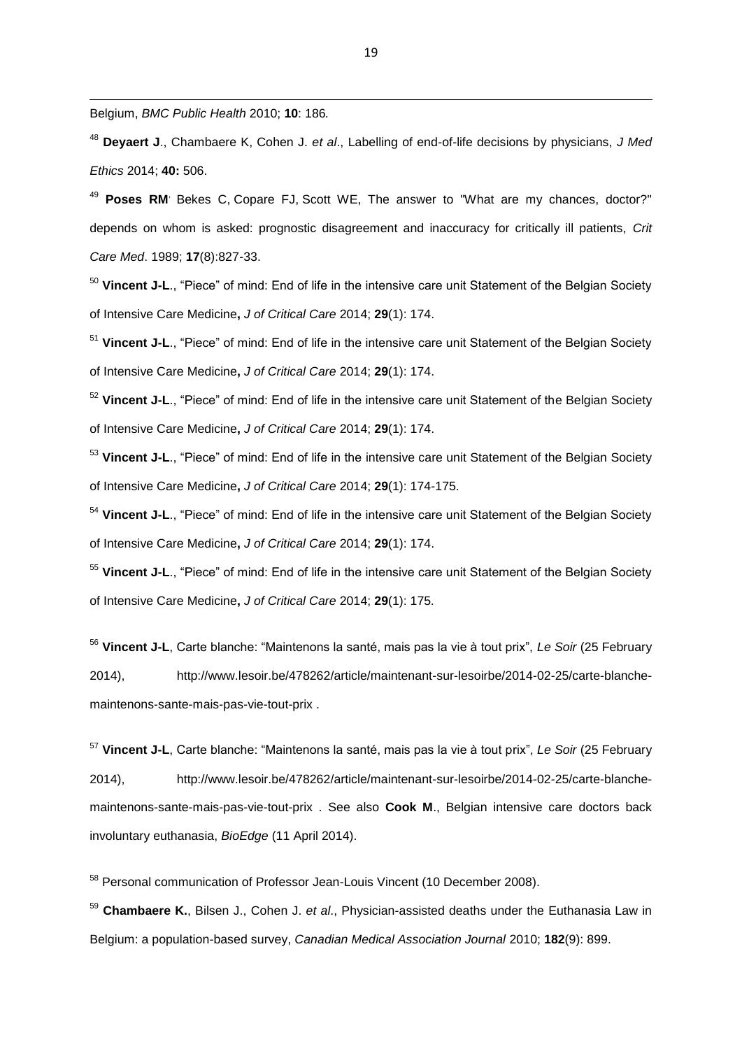Belgium, *BMC Public Health* 2010; **10**: 186*.*

[48] **Deyaert J**., Chambaere K, Cohen J. *et al*., Labelling of end-of-life decisions by physicians, *J Med Ethics* 2014; **40:** 506.

[49] **Poses RM**, Bekes C, Copare FJ, Scott WE, The answer to "What are my chances, doctor?" depends on whom is asked: prognostic disagreement and inaccuracy for critically ill patients, *Crit Care Med*. 1989; **17**(8):827-33.

[50] **Vincent J-L**., "Piece" of mind: End of life in the intensive care unit Statement of the Belgian Society of Intensive Care Medicine**,** *J of Critical Care* 2014; **29**(1): 174.

[51] **Vincent J-L**., "Piece" of mind: End of life in the intensive care unit Statement of the Belgian Society of Intensive Care Medicine**,** *J of Critical Care* 2014; **29**(1): 174.

[52] **Vincent J-L**., "Piece" of mind: End of life in the intensive care unit Statement of the Belgian Society of Intensive Care Medicine**,** *J of Critical Care* 2014; **29**(1): 174.

[53] **Vincent J-L**., "Piece" of mind: End of life in the intensive care unit Statement of the Belgian Society of Intensive Care Medicine**,** *J of Critical Care* 2014; **29**(1): 174-175.

[54] **Vincent J-L**., "Piece" of mind: End of life in the intensive care unit Statement of the Belgian Society of Intensive Care Medicine**,** *J of Critical Care* 2014; **29**(1): 174.

[55] **Vincent J-L**., "Piece" of mind: End of life in the intensive care unit Statement of the Belgian Society of Intensive Care Medicine**,** *J of Critical Care* 2014; **29**(1): 175*.*

[56] **Vincent J-L**, Carte blanche: "Maintenons la santé, mais pas la vie à tout prix", *Le Soir* (25 February 2014), http://www.lesoir.be/478262/article/maintenant-sur-lesoirbe/2014-02-25/carte-blanche-maintenons-sante-mais-pas-vie-tout-prix .

[57] **Vincent J-L**, Carte blanche: "Maintenons la santé, mais pas la vie à tout prix", *Le Soir* (25 February 2014), http://www.lesoir.be/478262/article/maintenant-sur-lesoirbe/2014-02-25/carte-blanche-maintenons-sante-mais-pas-vie-tout-prix . See also **Cook M**., Belgian intensive care doctors back involuntary euthanasia, *BioEdge* (11 April 2014).

[58] Personal communication of Professor Jean-Louis Vincent (10 December 2008).

[59] **Chambaere K.**, Bilsen J., Cohen J. *et al*., Physician-assisted deaths under the Euthanasia Law in Belgium: a population-based survey, *Canadian Medical Association Journal* 2010; **182**(9): 899.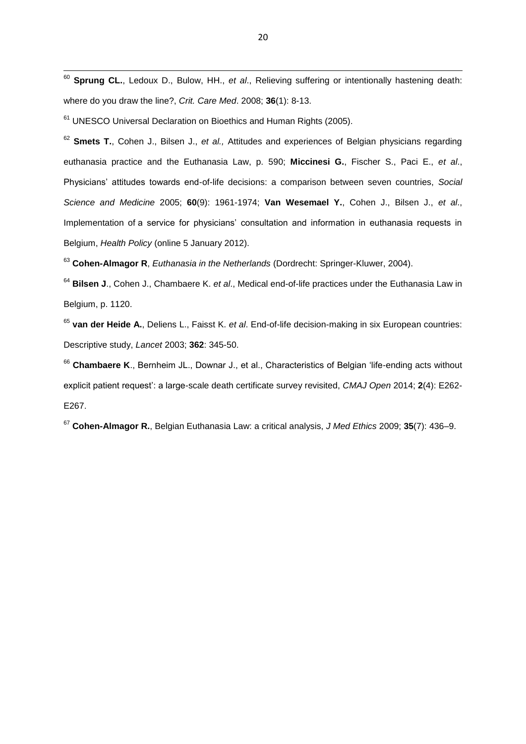[60] **Sprung CL.**, Ledoux D., Bulow, HH., *et al*., Relieving suffering or intentionally hastening death: where do you draw the line?, *Crit. Care Med*. 2008; **36**(1): 8-13.

[61] UNESCO Universal Declaration on Bioethics and Human Rights (2005).

[62] **Smets T.**, Cohen J., Bilsen J., *et al.,* Attitudes and experiences of Belgian physicians regarding euthanasia practice and the Euthanasia Law, p. 590; **Miccinesi G.**, Fischer S., Paci E., *et al*., Physicians' attitudes towards end-of-life decisions: a comparison between seven countries, *Social Science and Medicine* 2005; **60**(9): 1961-1974; **Van Wesemael Y.**, Cohen J., Bilsen J., *et al*., Implementation of a service for physicians' consultation and information in euthanasia requests in Belgium, *Health Policy* (online 5 January 2012).

[63] **Cohen-Almagor R**, *Euthanasia in the Netherlands* (Dordrecht: Springer-Kluwer, 2004).

[64] **Bilsen J**., Cohen J., Chambaere K. *et al*., Medical end-of-life practices under the Euthanasia Law in Belgium, p. 1120.

[65] **van der Heide A.**, Deliens L., Faisst K. *et al*. End-of-life decision-making in six European countries: Descriptive study, *Lancet* 2003; **362**: 345-50.

[66] **Chambaere K**., Bernheim JL., Downar J., et al., Characteristics of Belgian 'life-ending acts without explicit patient request': a large-scale death certificate survey revisited, *CMAJ Open* 2014; **2**(4): E262-E267.

[67] **Cohen-Almagor R.**, Belgian Euthanasia Law: a critical analysis, *J Med Ethics* 2009; **35**(7): 436–9.